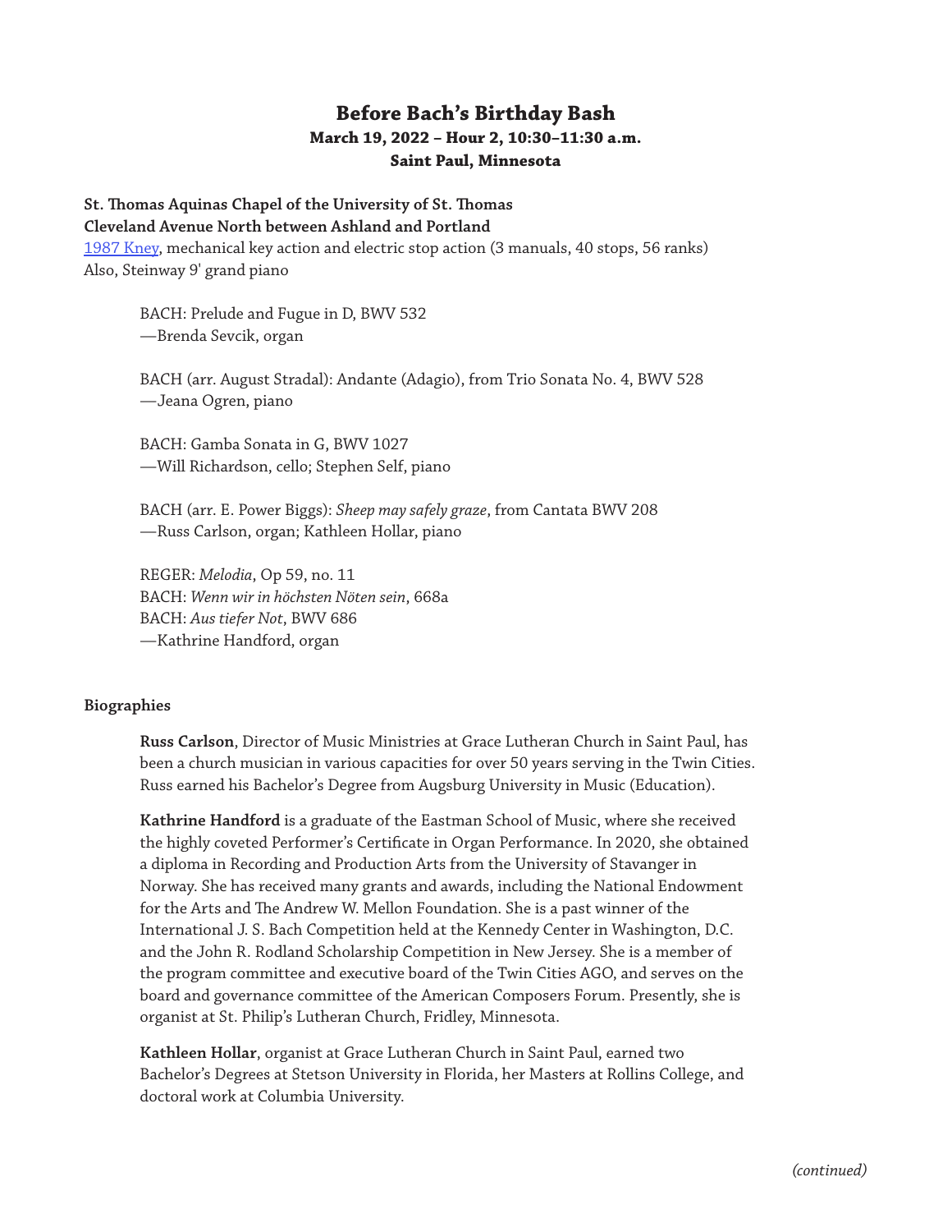# Before Bach's Birthday Bash

**March 19, 2022 – Hour 2, 10:30–11:30 a.m.**

**Saint Paul, Minnesota**

**St. Thomas Aquinas Chapel of the University of St. Thomas**
**Cleveland Avenue North between Ashland and Portland**
1987 Kney, mechanical key action and electric stop action (3 manuals, 40 stops, 56 ranks)
Also, Steinway 9' grand piano

BACH: Prelude and Fugue in D, BWV 532
—Brenda Sevcik, organ

BACH (arr. August Stradal): Andante (Adagio), from Trio Sonata No. 4, BWV 528
—Jeana Ogren, piano

BACH: Gamba Sonata in G, BWV 1027
—Will Richardson, cello; Stephen Self, piano

BACH (arr. E. Power Biggs): *Sheep may safely graze*, from Cantata BWV 208
—Russ Carlson, organ; Kathleen Hollar, piano

REGER: *Melodia*, Op 59, no. 11
BACH: *Wenn wir in höchsten Nöten sein*, 668a
BACH: *Aus tiefer Not*, BWV 686
—Kathrine Handford, organ

**Biographies**

**Russ Carlson**, Director of Music Ministries at Grace Lutheran Church in Saint Paul, has been a church musician in various capacities for over 50 years serving in the Twin Cities. Russ earned his Bachelor's Degree from Augsburg University in Music (Education).

**Kathrine Handford** is a graduate of the Eastman School of Music, where she received the highly coveted Performer's Certificate in Organ Performance. In 2020, she obtained a diploma in Recording and Production Arts from the University of Stavanger in Norway. She has received many grants and awards, including the National Endowment for the Arts and The Andrew W. Mellon Foundation. She is a past winner of the International J. S. Bach Competition held at the Kennedy Center in Washington, D.C. and the John R. Rodland Scholarship Competition in New Jersey. She is a member of the program committee and executive board of the Twin Cities AGO, and serves on the board and governance committee of the American Composers Forum. Presently, she is organist at St. Philip's Lutheran Church, Fridley, Minnesota.

**Kathleen Hollar**, organist at Grace Lutheran Church in Saint Paul, earned two Bachelor's Degrees at Stetson University in Florida, her Masters at Rollins College, and doctoral work at Columbia University.

*(continued)*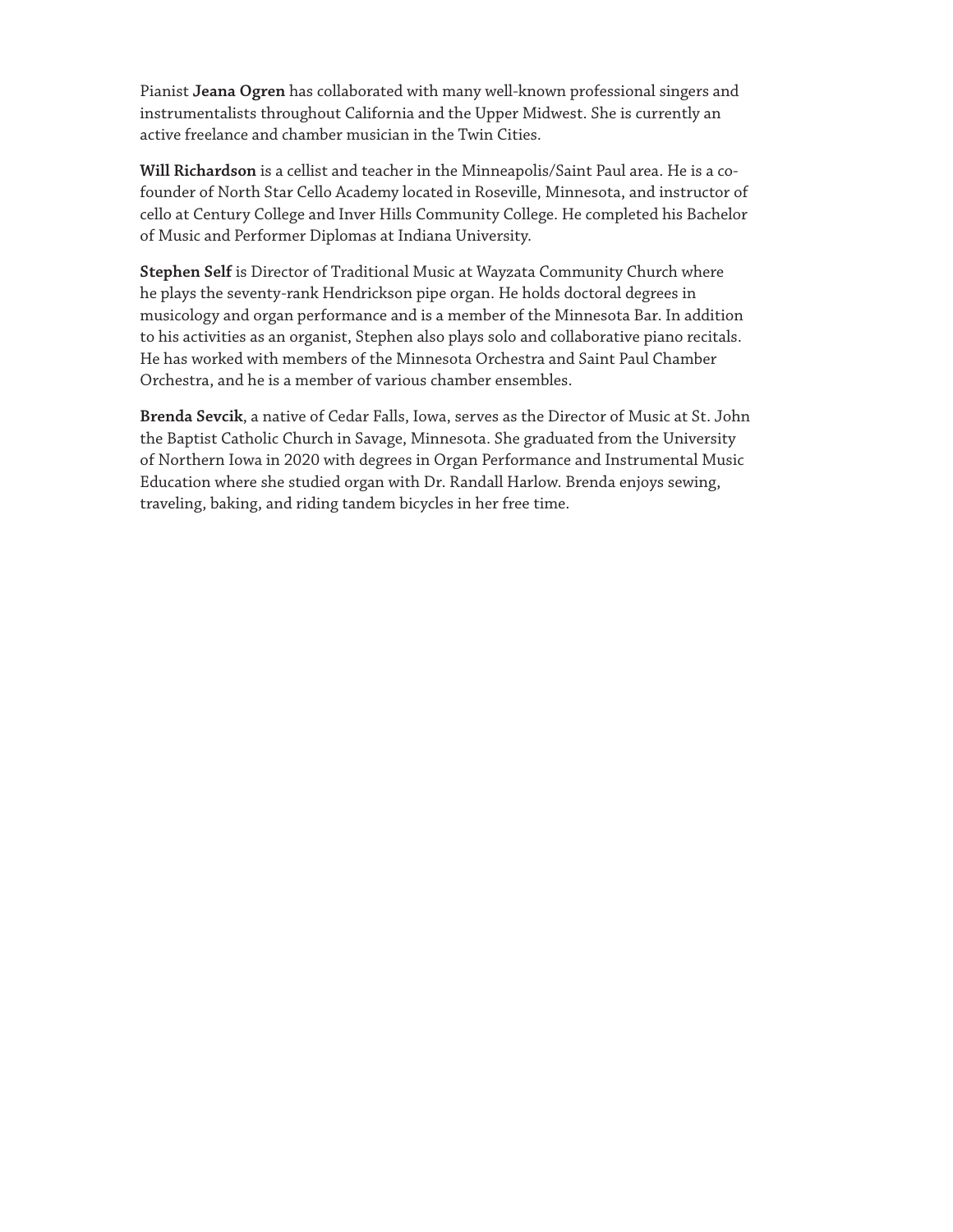Pianist **Jeana Ogren** has collaborated with many well-known professional singers and instrumentalists throughout California and the Upper Midwest. She is currently an active freelance and chamber musician in the Twin Cities.

**Will Richardson** is a cellist and teacher in the Minneapolis/Saint Paul area. He is a co-founder of North Star Cello Academy located in Roseville, Minnesota, and instructor of cello at Century College and Inver Hills Community College. He completed his Bachelor of Music and Performer Diplomas at Indiana University.

**Stephen Self** is Director of Traditional Music at Wayzata Community Church where he plays the seventy-rank Hendrickson pipe organ. He holds doctoral degrees in musicology and organ performance and is a member of the Minnesota Bar. In addition to his activities as an organist, Stephen also plays solo and collaborative piano recitals. He has worked with members of the Minnesota Orchestra and Saint Paul Chamber Orchestra, and he is a member of various chamber ensembles.

**Brenda Sevcik**, a native of Cedar Falls, Iowa, serves as the Director of Music at St. John the Baptist Catholic Church in Savage, Minnesota. She graduated from the University of Northern Iowa in 2020 with degrees in Organ Performance and Instrumental Music Education where she studied organ with Dr. Randall Harlow. Brenda enjoys sewing, traveling, baking, and riding tandem bicycles in her free time.